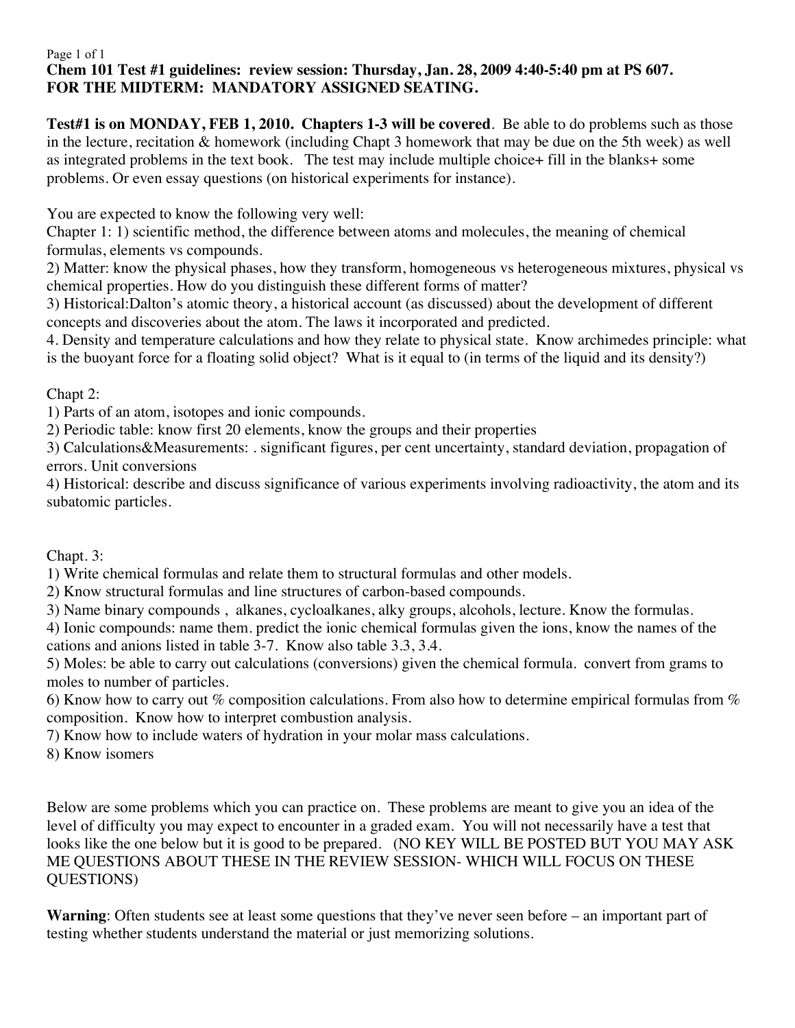**Chem 101 Test #1 guidelines: review session: Thursday, Jan. 28, 2009 4:40-5:40 pm at PS 607.**
**FOR THE MIDTERM: MANDATORY ASSIGNED SEATING.**

**Test#1 is on MONDAY, FEB 1, 2010. Chapters 1-3 will be covered**. Be able to do problems such as those in the lecture, recitation & homework (including Chapt 3 homework that may be due on the 5th week) as well as integrated problems in the text book. The test may include multiple choice+ fill in the blanks+ some problems. Or even essay questions (on historical experiments for instance).

You are expected to know the following very well:

Chapter 1: 1) scientific method, the difference between atoms and molecules, the meaning of chemical formulas, elements vs compounds.

2) Matter: know the physical phases, how they transform, homogeneous vs heterogeneous mixtures, physical vs chemical properties. How do you distinguish these different forms of matter?

3) Historical:Dalton's atomic theory, a historical account (as discussed) about the development of different concepts and discoveries about the atom. The laws it incorporated and predicted.

4. Density and temperature calculations and how they relate to physical state. Know archimedes principle: what is the buoyant force for a floating solid object? What is it equal to (in terms of the liquid and its density?)

Chapt 2:

1) Parts of an atom, isotopes and ionic compounds.

2) Periodic table: know first 20 elements, know the groups and their properties

3) Calculations&Measurements: . significant figures, per cent uncertainty, standard deviation, propagation of errors. Unit conversions

4) Historical: describe and discuss significance of various experiments involving radioactivity, the atom and its subatomic particles.

Chapt. 3:

1) Write chemical formulas and relate them to structural formulas and other models.

2) Know structural formulas and line structures of carbon-based compounds.

3) Name binary compounds , alkanes, cycloalkanes, alky groups, alcohols, lecture. Know the formulas.

4) Ionic compounds: name them. predict the ionic chemical formulas given the ions, know the names of the cations and anions listed in table 3-7. Know also table 3.3, 3.4.

5) Moles: be able to carry out calculations (conversions) given the chemical formula. convert from grams to moles to number of particles.

6) Know how to carry out % composition calculations. From also how to determine empirical formulas from % composition. Know how to interpret combustion analysis.

7) Know how to include waters of hydration in your molar mass calculations.

8) Know isomers

Below are some problems which you can practice on. These problems are meant to give you an idea of the level of difficulty you may expect to encounter in a graded exam. You will not necessarily have a test that looks like the one below but it is good to be prepared. (NO KEY WILL BE POSTED BUT YOU MAY ASK ME QUESTIONS ABOUT THESE IN THE REVIEW SESSION- WHICH WILL FOCUS ON THESE QUESTIONS)

**Warning**: Often students see at least some questions that they've never seen before – an important part of testing whether students understand the material or just memorizing solutions.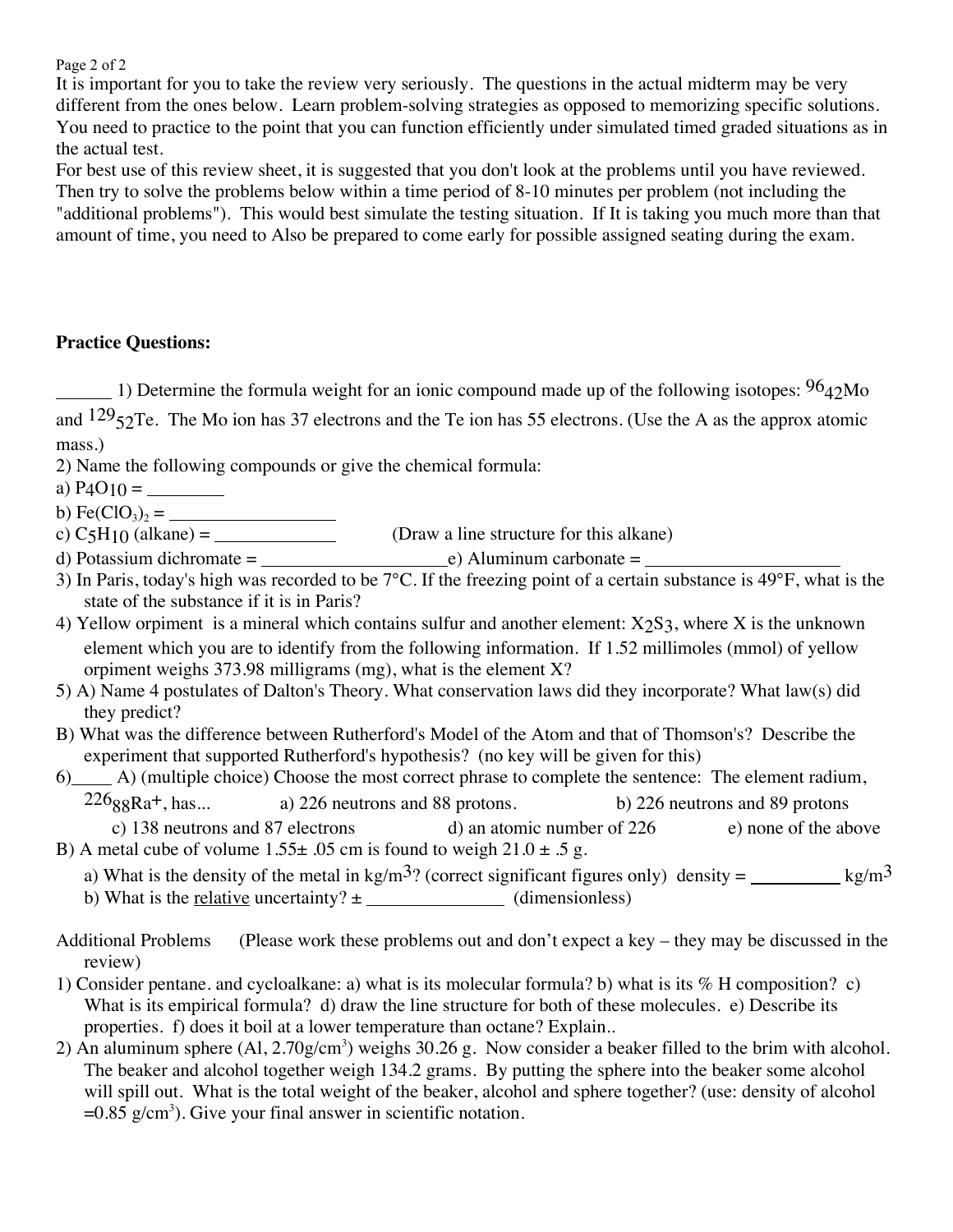It is important for you to take the review very seriously. The questions in the actual midterm may be very different from the ones below. Learn problem-solving strategies as opposed to memorizing specific solutions. You need to practice to the point that you can function efficiently under simulated timed graded situations as in the actual test.

For best use of this review sheet, it is suggested that you don't look at the problems until you have reviewed. Then try to solve the problems below within a time period of 8-10 minutes per problem (not including the "additional problems"). This would best simulate the testing situation. If It is taking you much more than that amount of time, you need to Also be prepared to come early for possible assigned seating during the exam.

**Practice Questions:**

______ 1) Determine the formula weight for an ionic compound made up of the following isotopes: $^{96}_{42}Mo$ and $^{129}_{52}Te$. The Mo ion has 37 electrons and the Te ion has 55 electrons. (Use the A as the approx atomic mass.)

2) Name the following compounds or give the chemical formula:

a) $P_4O_{10}$ = ________

b) $Fe(ClO_3)_2$ = __________________

c) $C_5H_{10}$ (alkane) = _____________ (Draw a line structure for this alkane)

d) Potassium dichromate = ____________________ e) Aluminum carbonate = _____________________

3) In Paris, today's high was recorded to be 7°C. If the freezing point of a certain substance is 49°F, what is the state of the substance if it is in Paris?

4) Yellow orpiment is a mineral which contains sulfur and another element: $X_2S_3$, where X is the unknown element which you are to identify from the following information. If 1.52 millimoles (mmol) of yellow orpiment weighs 373.98 milligrams (mg), what is the element X?

5) A) Name 4 postulates of Dalton's Theory. What conservation laws did they incorporate? What law(s) did they predict?

B) What was the difference between Rutherford's Model of the Atom and that of Thomson's? Describe the experiment that supported Rutherford's hypothesis? (no key will be given for this)

6)____ A) (multiple choice) Choose the most correct phrase to complete the sentence: The element radium, $^{226}_{88}Ra^{+}$, has...
a) 226 neutrons and 88 protons. b) 226 neutrons and 89 protons c) 138 neutrons and 87 electrons d) an atomic number of 226 e) none of the above

B) A metal cube of volume 1.55± .05 cm is found to weigh 21.0 ± .5 g.

a) What is the density of the metal in $kg/m^3$? (correct significant figures only) density = __________ $kg/m^3$

b) What is the relative uncertainty? ± _______________ (dimensionless)

Additional Problems (Please work these problems out and don't expect a key – they may be discussed in the review)

1) Consider pentane. and cycloalkane: a) what is its molecular formula? b) what is its % H composition? c) What is its empirical formula? d) draw the line structure for both of these molecules. e) Describe its properties. f) does it boil at a lower temperature than octane? Explain..

2) An aluminum sphere (Al, $2.70 g/cm^3$) weighs 30.26 g. Now consider a beaker filled to the brim with alcohol. The beaker and alcohol together weigh 134.2 grams. By putting the sphere into the beaker some alcohol will spill out. What is the total weight of the beaker, alcohol and sphere together? (use: density of alcohol $=0.85 g/cm^3$). Give your final answer in scientific notation.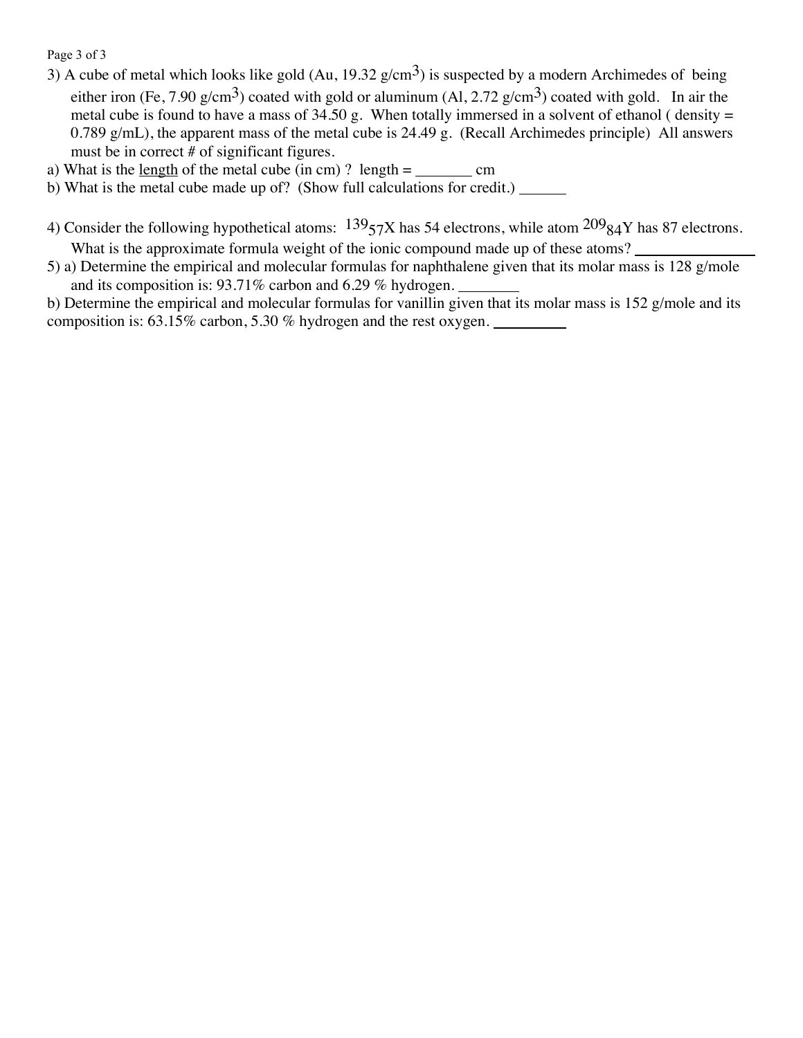3) A cube of metal which looks like gold (Au, 19.32 g/cm$^3$) is suspected by a modern Archimedes of being either iron (Fe, 7.90 g/cm$^3$) coated with gold or aluminum (Al, 2.72 g/cm$^3$) coated with gold. In air the metal cube is found to have a mass of 34.50 g. When totally immersed in a solvent of ethanol ( density = 0.789 g/mL), the apparent mass of the metal cube is 24.49 g. (Recall Archimedes principle) All answers must be in correct # of significant figures.

a) What is the <u>length</u> of the metal cube (in cm) ? length = _______ cm

b) What is the metal cube made up of? (Show full calculations for credit.) ______

4) Consider the following hypothetical atoms: $^{139}_{57}X$ has 54 electrons, while atom $^{209}_{84}Y$ has 87 electrons. What is the approximate formula weight of the ionic compound made up of these atoms? _______________

5) a) Determine the empirical and molecular formulas for naphthalene given that its molar mass is 128 g/mole and its composition is: 93.71% carbon and 6.29 % hydrogen. ________

b) Determine the empirical and molecular formulas for vanillin given that its molar mass is 152 g/mole and its composition is: 63.15% carbon, 5.30 % hydrogen and the rest oxygen. _________